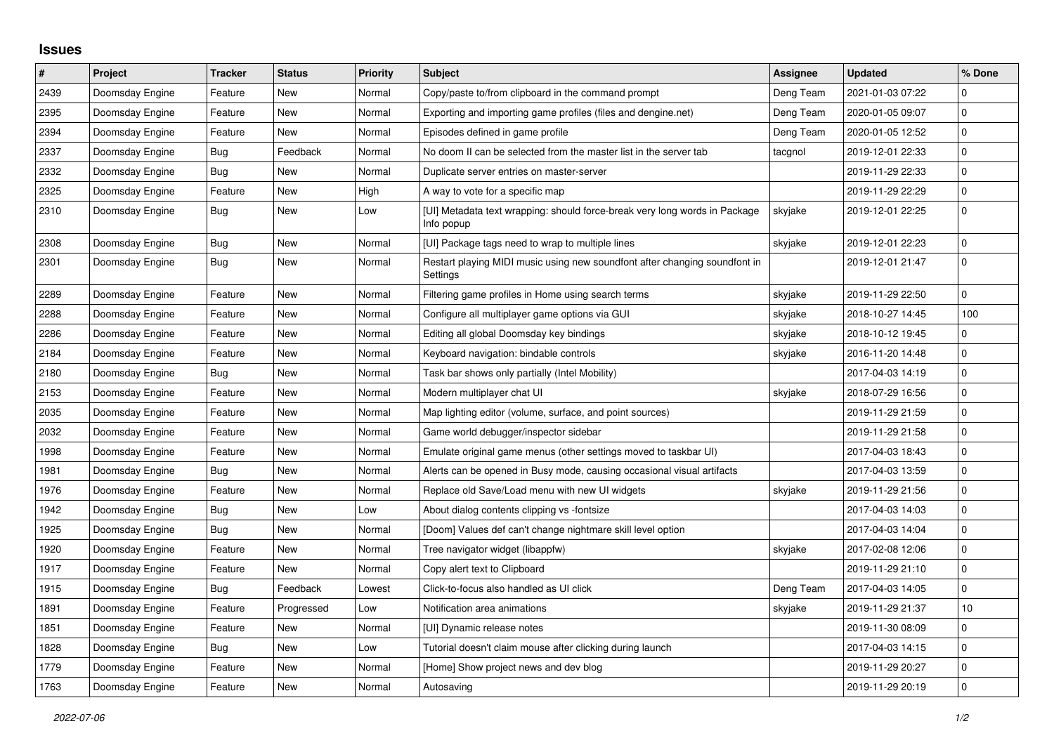# Issues

| # | Project | Tracker | Status | Priority | Subject | Assignee | Updated | % Done |
|---|---|---|---|---|---|---|---|---|
| 2439 | Doomsday Engine | Feature | New | Normal | Copy/paste to/from clipboard in the command prompt | Deng Team | 2021-01-03 07:22 | 0 |
| 2395 | Doomsday Engine | Feature | New | Normal | Exporting and importing game profiles (files and dengine.net) | Deng Team | 2020-01-05 09:07 | 0 |
| 2394 | Doomsday Engine | Feature | New | Normal | Episodes defined in game profile | Deng Team | 2020-01-05 12:52 | 0 |
| 2337 | Doomsday Engine | Bug | Feedback | Normal | No doom II can be selected from the master list in the server tab | tacgnol | 2019-12-01 22:33 | 0 |
| 2332 | Doomsday Engine | Bug | New | Normal | Duplicate server entries on master-server | | 2019-11-29 22:33 | 0 |
| 2325 | Doomsday Engine | Feature | New | High | A way to vote for a specific map | | 2019-11-29 22:29 | 0 |
| 2310 | Doomsday Engine | Bug | New | Low | [UI] Metadata text wrapping: should force-break very long words in Package Info popup | skyjake | 2019-12-01 22:25 | 0 |
| 2308 | Doomsday Engine | Bug | New | Normal | [UI] Package tags need to wrap to multiple lines | skyjake | 2019-12-01 22:23 | 0 |
| 2301 | Doomsday Engine | Bug | New | Normal | Restart playing MIDI music using new soundfont after changing soundfont in Settings | | 2019-12-01 21:47 | 0 |
| 2289 | Doomsday Engine | Feature | New | Normal | Filtering game profiles in Home using search terms | skyjake | 2019-11-29 22:50 | 0 |
| 2288 | Doomsday Engine | Feature | New | Normal | Configure all multiplayer game options via GUI | skyjake | 2018-10-27 14:45 | 100 |
| 2286 | Doomsday Engine | Feature | New | Normal | Editing all global Doomsday key bindings | skyjake | 2018-10-12 19:45 | 0 |
| 2184 | Doomsday Engine | Feature | New | Normal | Keyboard navigation: bindable controls | skyjake | 2016-11-20 14:48 | 0 |
| 2180 | Doomsday Engine | Bug | New | Normal | Task bar shows only partially (Intel Mobility) | | 2017-04-03 14:19 | 0 |
| 2153 | Doomsday Engine | Feature | New | Normal | Modern multiplayer chat UI | skyjake | 2018-07-29 16:56 | 0 |
| 2035 | Doomsday Engine | Feature | New | Normal | Map lighting editor (volume, surface, and point sources) | | 2019-11-29 21:59 | 0 |
| 2032 | Doomsday Engine | Feature | New | Normal | Game world debugger/inspector sidebar | | 2019-11-29 21:58 | 0 |
| 1998 | Doomsday Engine | Feature | New | Normal | Emulate original game menus (other settings moved to taskbar UI) | | 2017-04-03 18:43 | 0 |
| 1981 | Doomsday Engine | Bug | New | Normal | Alerts can be opened in Busy mode, causing occasional visual artifacts | | 2017-04-03 13:59 | 0 |
| 1976 | Doomsday Engine | Feature | New | Normal | Replace old Save/Load menu with new UI widgets | skyjake | 2019-11-29 21:56 | 0 |
| 1942 | Doomsday Engine | Bug | New | Low | About dialog contents clipping vs -fontsize | | 2017-04-03 14:03 | 0 |
| 1925 | Doomsday Engine | Bug | New | Normal | [Doom] Values def can't change nightmare skill level option | | 2017-04-03 14:04 | 0 |
| 1920 | Doomsday Engine | Feature | New | Normal | Tree navigator widget (libappfw) | skyjake | 2017-02-08 12:06 | 0 |
| 1917 | Doomsday Engine | Feature | New | Normal | Copy alert text to Clipboard | | 2019-11-29 21:10 | 0 |
| 1915 | Doomsday Engine | Bug | Feedback | Lowest | Click-to-focus also handled as UI click | Deng Team | 2017-04-03 14:05 | 0 |
| 1891 | Doomsday Engine | Feature | Progressed | Low | Notification area animations | skyjake | 2019-11-29 21:37 | 10 |
| 1851 | Doomsday Engine | Feature | New | Normal | [UI] Dynamic release notes | | 2019-11-30 08:09 | 0 |
| 1828 | Doomsday Engine | Bug | New | Low | Tutorial doesn't claim mouse after clicking during launch | | 2017-04-03 14:15 | 0 |
| 1779 | Doomsday Engine | Feature | New | Normal | [Home] Show project news and dev blog | | 2019-11-29 20:27 | 0 |
| 1763 | Doomsday Engine | Feature | New | Normal | Autosaving | | 2019-11-29 20:19 | 0 |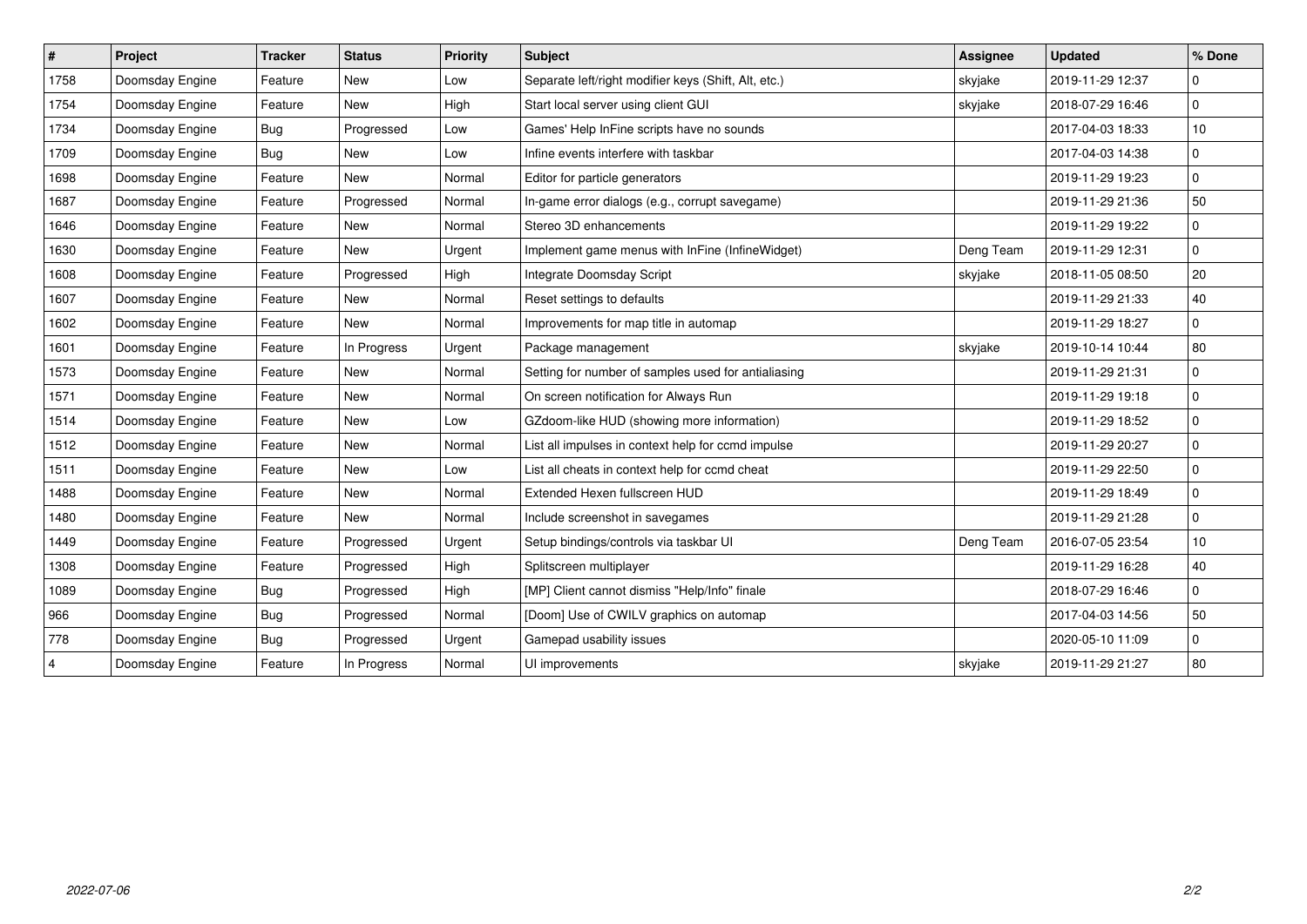| # | Project | Tracker | Status | Priority | Subject | Assignee | Updated | % Done |
|---|---|---|---|---|---|---|---|---|
| 1758 | Doomsday Engine | Feature | New | Low | Separate left/right modifier keys (Shift, Alt, etc.) | skyjake | 2019-11-29 12:37 | 0 |
| 1754 | Doomsday Engine | Feature | New | High | Start local server using client GUI | skyjake | 2018-07-29 16:46 | 0 |
| 1734 | Doomsday Engine | Bug | Progressed | Low | Games' Help InFine scripts have no sounds | | 2017-04-03 18:33 | 10 |
| 1709 | Doomsday Engine | Bug | New | Low | Infine events interfere with taskbar | | 2017-04-03 14:38 | 0 |
| 1698 | Doomsday Engine | Feature | New | Normal | Editor for particle generators | | 2019-11-29 19:23 | 0 |
| 1687 | Doomsday Engine | Feature | Progressed | Normal | In-game error dialogs (e.g., corrupt savegame) | | 2019-11-29 21:36 | 50 |
| 1646 | Doomsday Engine | Feature | New | Normal | Stereo 3D enhancements | | 2019-11-29 19:22 | 0 |
| 1630 | Doomsday Engine | Feature | New | Urgent | Implement game menus with InFine (InfineWidget) | Deng Team | 2019-11-29 12:31 | 0 |
| 1608 | Doomsday Engine | Feature | Progressed | High | Integrate Doomsday Script | skyjake | 2018-11-05 08:50 | 20 |
| 1607 | Doomsday Engine | Feature | New | Normal | Reset settings to defaults | | 2019-11-29 21:33 | 40 |
| 1602 | Doomsday Engine | Feature | New | Normal | Improvements for map title in automap | | 2019-11-29 18:27 | 0 |
| 1601 | Doomsday Engine | Feature | In Progress | Urgent | Package management | skyjake | 2019-10-14 10:44 | 80 |
| 1573 | Doomsday Engine | Feature | New | Normal | Setting for number of samples used for antialiasing | | 2019-11-29 21:31 | 0 |
| 1571 | Doomsday Engine | Feature | New | Normal | On screen notification for Always Run | | 2019-11-29 19:18 | 0 |
| 1514 | Doomsday Engine | Feature | New | Low | GZdoom-like HUD (showing more information) | | 2019-11-29 18:52 | 0 |
| 1512 | Doomsday Engine | Feature | New | Normal | List all impulses in context help for ccmd impulse | | 2019-11-29 20:27 | 0 |
| 1511 | Doomsday Engine | Feature | New | Low | List all cheats in context help for ccmd cheat | | 2019-11-29 22:50 | 0 |
| 1488 | Doomsday Engine | Feature | New | Normal | Extended Hexen fullscreen HUD | | 2019-11-29 18:49 | 0 |
| 1480 | Doomsday Engine | Feature | New | Normal | Include screenshot in savegames | | 2019-11-29 21:28 | 0 |
| 1449 | Doomsday Engine | Feature | Progressed | Urgent | Setup bindings/controls via taskbar UI | Deng Team | 2016-07-05 23:54 | 10 |
| 1308 | Doomsday Engine | Feature | Progressed | High | Splitscreen multiplayer | | 2019-11-29 16:28 | 40 |
| 1089 | Doomsday Engine | Bug | Progressed | High | [MP] Client cannot dismiss "Help/Info" finale | | 2018-07-29 16:46 | 0 |
| 966 | Doomsday Engine | Bug | Progressed | Normal | [Doom] Use of CWILV graphics on automap | | 2017-04-03 14:56 | 50 |
| 778 | Doomsday Engine | Bug | Progressed | Urgent | Gamepad usability issues | | 2020-05-10 11:09 | 0 |
| 4 | Doomsday Engine | Feature | In Progress | Normal | UI improvements | skyjake | 2019-11-29 21:27 | 80 |